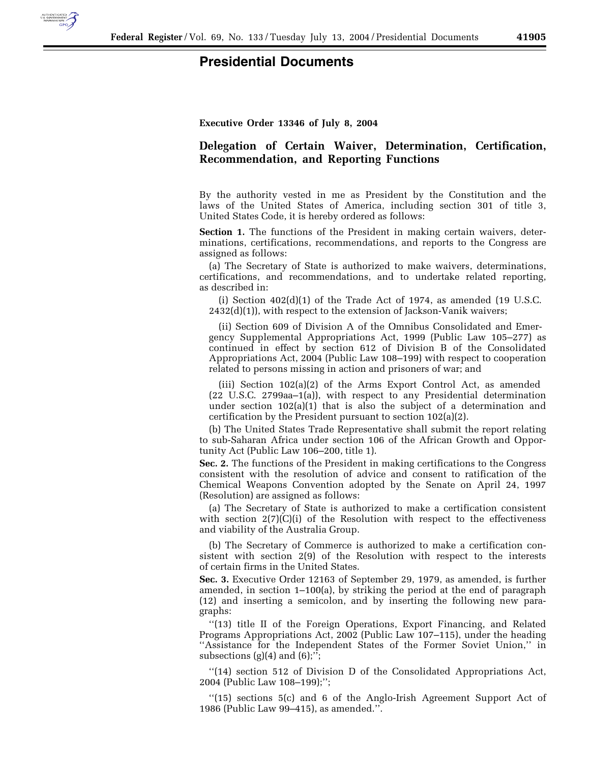# Presidential Documents

**Executive Order 13346 of July 8, 2004**

## Delegation of Certain Waiver, Determination, Certification, Recommendation, and Reporting Functions

By the authority vested in me as President by the Constitution and the laws of the United States of America, including section 301 of title 3, United States Code, it is hereby ordered as follows:

**Section 1.** The functions of the President in making certain waivers, determinations, certifications, recommendations, and reports to the Congress are assigned as follows:

(a) The Secretary of State is authorized to make waivers, determinations, certifications, and recommendations, and to undertake related reporting, as described in:

(i) Section 402(d)(1) of the Trade Act of 1974, as amended (19 U.S.C. 2432(d)(1)), with respect to the extension of Jackson-Vanik waivers;

(ii) Section 609 of Division A of the Omnibus Consolidated and Emergency Supplemental Appropriations Act, 1999 (Public Law 105–277) as continued in effect by section 612 of Division B of the Consolidated Appropriations Act, 2004 (Public Law 108–199) with respect to cooperation related to persons missing in action and prisoners of war; and

(iii) Section 102(a)(2) of the Arms Export Control Act, as amended (22 U.S.C. 2799aa–1(a)), with respect to any Presidential determination under section 102(a)(1) that is also the subject of a determination and certification by the President pursuant to section 102(a)(2).

(b) The United States Trade Representative shall submit the report relating to sub-Saharan Africa under section 106 of the African Growth and Opportunity Act (Public Law 106–200, title 1).

**Sec. 2.** The functions of the President in making certifications to the Congress consistent with the resolution of advice and consent to ratification of the Chemical Weapons Convention adopted by the Senate on April 24, 1997 (Resolution) are assigned as follows:

(a) The Secretary of State is authorized to make a certification consistent with section 2(7)(C)(i) of the Resolution with respect to the effectiveness and viability of the Australia Group.

(b) The Secretary of Commerce is authorized to make a certification consistent with section 2(9) of the Resolution with respect to the interests of certain firms in the United States.

**Sec. 3.** Executive Order 12163 of September 29, 1979, as amended, is further amended, in section 1–100(a), by striking the period at the end of paragraph (12) and inserting a semicolon, and by inserting the following new paragraphs:

''(13) title II of the Foreign Operations, Export Financing, and Related Programs Appropriations Act, 2002 (Public Law 107–115), under the heading ''Assistance for the Independent States of the Former Soviet Union,'' in subsections (g)(4) and (6);'';

''(14) section 512 of Division D of the Consolidated Appropriations Act, 2004 (Public Law 108–199);'';

''(15) sections 5(c) and 6 of the Anglo-Irish Agreement Support Act of 1986 (Public Law 99–415), as amended.''.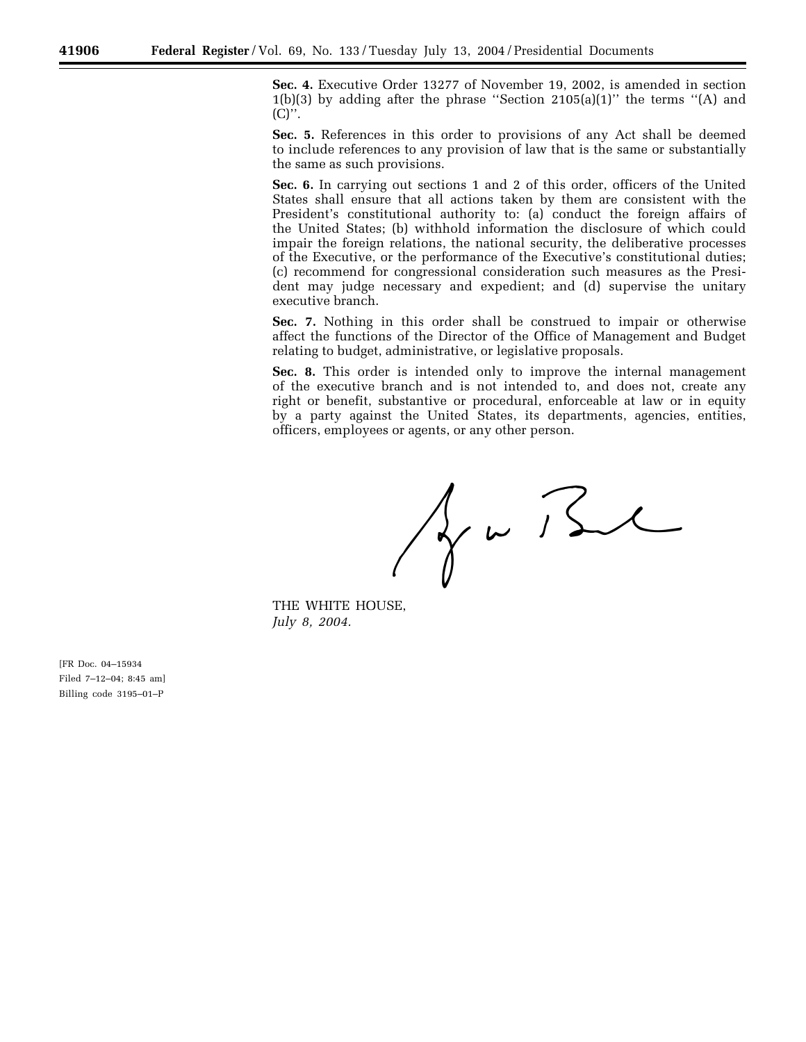**Sec. 4.** Executive Order 13277 of November 19, 2002, is amended in section 1(b)(3) by adding after the phrase ''Section 2105(a)(1)'' the terms ''(A) and (C)''.

**Sec. 5.** References in this order to provisions of any Act shall be deemed to include references to any provision of law that is the same or substantially the same as such provisions.

**Sec. 6.** In carrying out sections 1 and 2 of this order, officers of the United States shall ensure that all actions taken by them are consistent with the President's constitutional authority to: (a) conduct the foreign affairs of the United States; (b) withhold information the disclosure of which could impair the foreign relations, the national security, the deliberative processes of the Executive, or the performance of the Executive's constitutional duties; (c) recommend for congressional consideration such measures as the President may judge necessary and expedient; and (d) supervise the unitary executive branch.

**Sec. 7.** Nothing in this order shall be construed to impair or otherwise affect the functions of the Director of the Office of Management and Budget relating to budget, administrative, or legislative proposals.

**Sec. 8.** This order is intended only to improve the internal management of the executive branch and is not intended to, and does not, create any right or benefit, substantive or procedural, enforceable at law or in equity by a party against the United States, its departments, agencies, entities, officers, employees or agents, or any other person.

THE WHITE HOUSE,
*July 8, 2004.*

[FR Doc. 04–15934
Filed 7–12–04; 8:45 am]
Billing code 3195–01–P